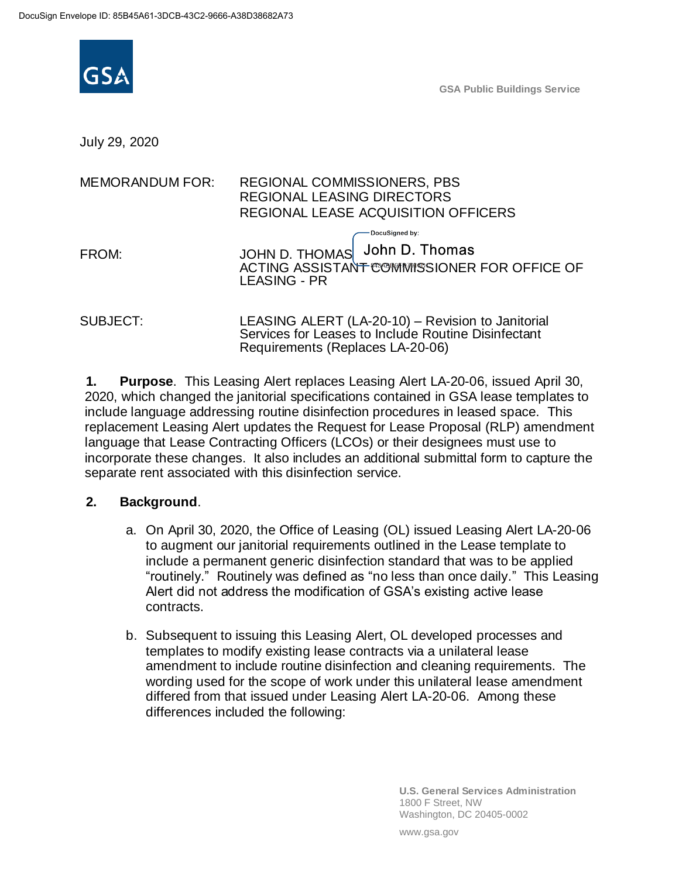DocuSign Envelope ID: 85B45A61-3DCB-43C2-9666-A38D38682A73

GSA Public Buildings Service

July 29, 2020

MEMORANDUM FOR: REGIONAL COMMISSIONERS, PBS
REGIONAL LEASING DIRECTORS
REGIONAL LEASE ACQUISITION OFFICERS

FROM: JOHN D. THOMAS
ACTING ASSISTANT COMMISSIONER FOR OFFICE OF LEASING - PR

DocuSigned by: John D. Thomas

SUBJECT: LEASING ALERT (LA-20-10) – Revision to Janitorial Services for Leases to Include Routine Disinfectant Requirements (Replaces LA-20-06)

**1. Purpose**. This Leasing Alert replaces Leasing Alert LA-20-06, issued April 30, 2020, which changed the janitorial specifications contained in GSA lease templates to include language addressing routine disinfection procedures in leased space. This replacement Leasing Alert updates the Request for Lease Proposal (RLP) amendment language that Lease Contracting Officers (LCOs) or their designees must use to incorporate these changes. It also includes an additional submittal form to capture the separate rent associated with this disinfection service.

**2. Background**.

a. On April 30, 2020, the Office of Leasing (OL) issued Leasing Alert LA-20-06 to augment our janitorial requirements outlined in the Lease template to include a permanent generic disinfection standard that was to be applied "routinely." Routinely was defined as "no less than once daily." This Leasing Alert did not address the modification of GSA's existing active lease contracts.

b. Subsequent to issuing this Leasing Alert, OL developed processes and templates to modify existing lease contracts via a unilateral lease amendment to include routine disinfection and cleaning requirements. The wording used for the scope of work under this unilateral lease amendment differed from that issued under Leasing Alert LA-20-06. Among these differences included the following:

U.S. General Services Administration
1800 F Street, NW
Washington, DC 20405-0002

www.gsa.gov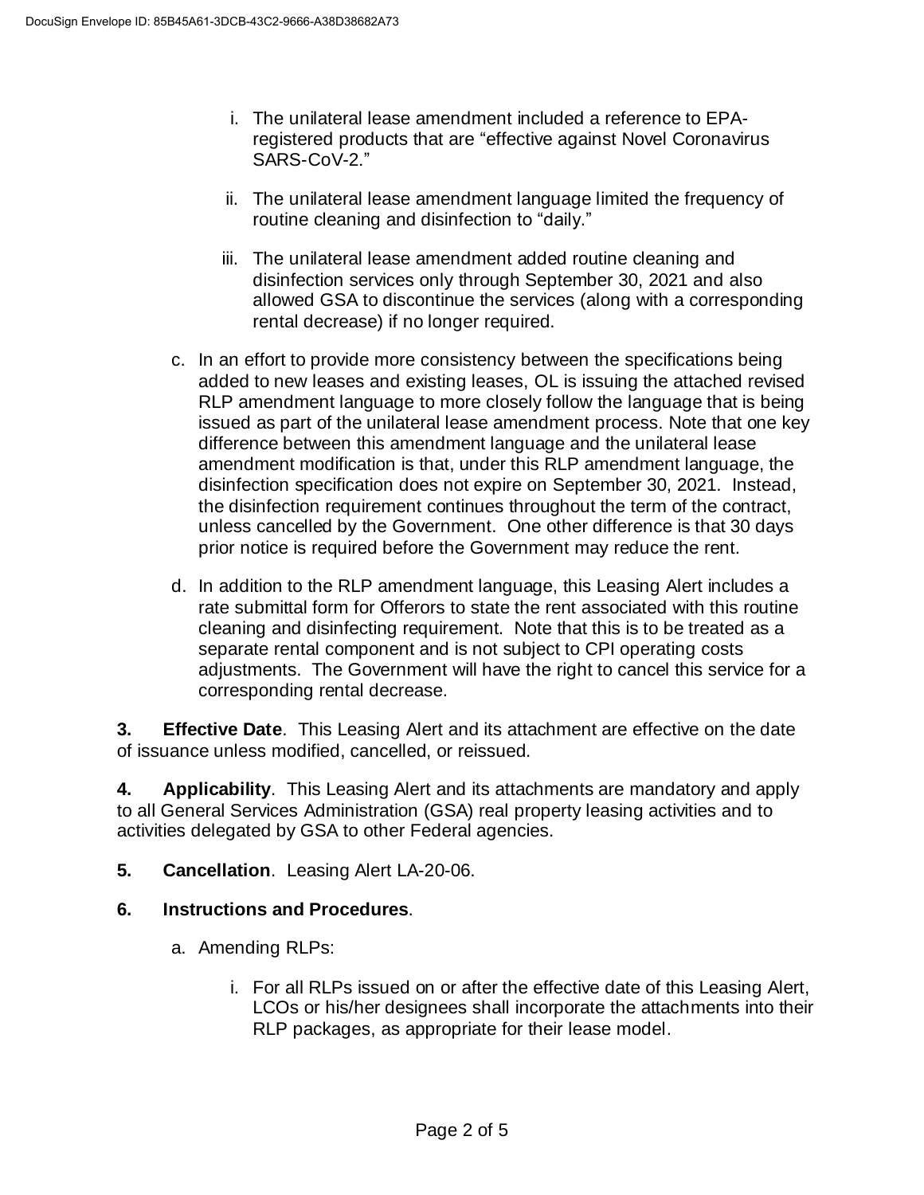i. The unilateral lease amendment included a reference to EPA-registered products that are "effective against Novel Coronavirus SARS-CoV-2."

ii. The unilateral lease amendment language limited the frequency of routine cleaning and disinfection to "daily."

iii. The unilateral lease amendment added routine cleaning and disinfection services only through September 30, 2021 and also allowed GSA to discontinue the services (along with a corresponding rental decrease) if no longer required.

c. In an effort to provide more consistency between the specifications being added to new leases and existing leases, OL is issuing the attached revised RLP amendment language to more closely follow the language that is being issued as part of the unilateral lease amendment process. Note that one key difference between this amendment language and the unilateral lease amendment modification is that, under this RLP amendment language, the disinfection specification does not expire on September 30, 2021. Instead, the disinfection requirement continues throughout the term of the contract, unless cancelled by the Government. One other difference is that 30 days prior notice is required before the Government may reduce the rent.

d. In addition to the RLP amendment language, this Leasing Alert includes a rate submittal form for Offerors to state the rent associated with this routine cleaning and disinfecting requirement. Note that this is to be treated as a separate rental component and is not subject to CPI operating costs adjustments. The Government will have the right to cancel this service for a corresponding rental decrease.

**3. Effective Date**. This Leasing Alert and its attachment are effective on the date of issuance unless modified, cancelled, or reissued.

**4. Applicability**. This Leasing Alert and its attachments are mandatory and apply to all General Services Administration (GSA) real property leasing activities and to activities delegated by GSA to other Federal agencies.

**5. Cancellation**. Leasing Alert LA-20-06.

**6. Instructions and Procedures**.

a. Amending RLPs:

i. For all RLPs issued on or after the effective date of this Leasing Alert, LCOs or his/her designees shall incorporate the attachments into their RLP packages, as appropriate for their lease model.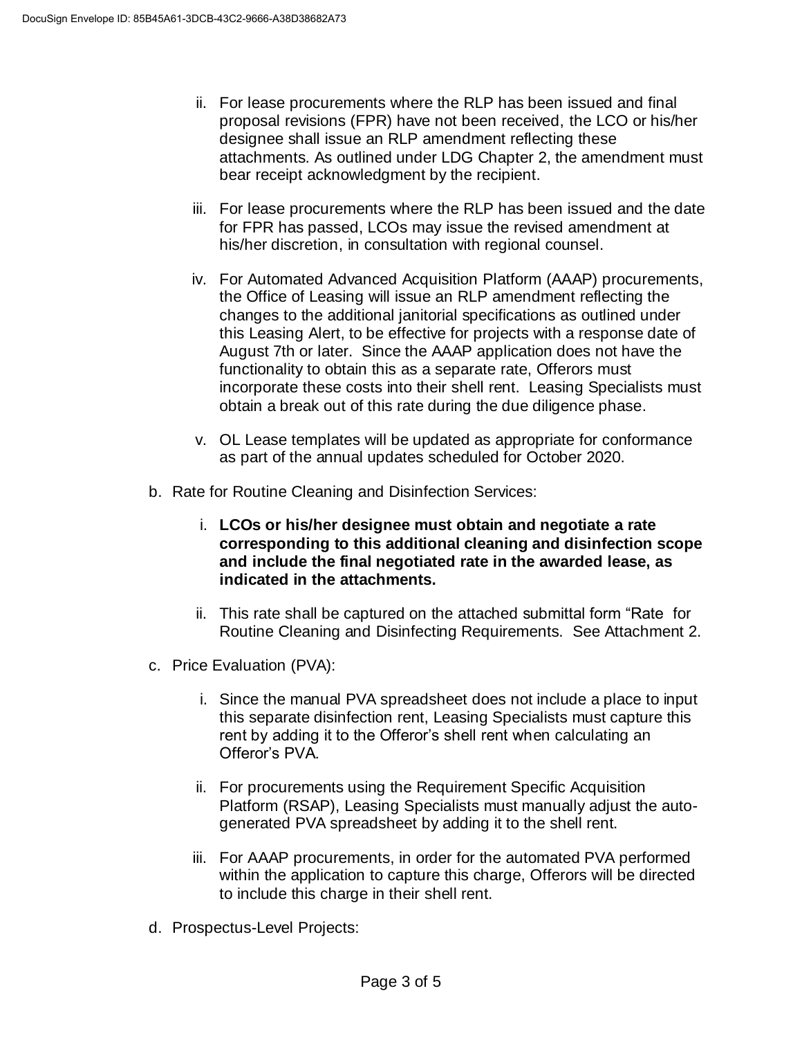ii. For lease procurements where the RLP has been issued and final proposal revisions (FPR) have not been received, the LCO or his/her designee shall issue an RLP amendment reflecting these attachments. As outlined under LDG Chapter 2, the amendment must bear receipt acknowledgment by the recipient.

iii. For lease procurements where the RLP has been issued and the date for FPR has passed, LCOs may issue the revised amendment at his/her discretion, in consultation with regional counsel.

iv. For Automated Advanced Acquisition Platform (AAAP) procurements, the Office of Leasing will issue an RLP amendment reflecting the changes to the additional janitorial specifications as outlined under this Leasing Alert, to be effective for projects with a response date of August 7th or later. Since the AAAP application does not have the functionality to obtain this as a separate rate, Offerors must incorporate these costs into their shell rent. Leasing Specialists must obtain a break out of this rate during the due diligence phase.

v. OL Lease templates will be updated as appropriate for conformance as part of the annual updates scheduled for October 2020.

b. Rate for Routine Cleaning and Disinfection Services:

i. **LCOs or his/her designee must obtain and negotiate a rate corresponding to this additional cleaning and disinfection scope and include the final negotiated rate in the awarded lease, as indicated in the attachments.**

ii. This rate shall be captured on the attached submittal form "Rate for Routine Cleaning and Disinfecting Requirements. See Attachment 2.

c. Price Evaluation (PVA):

i. Since the manual PVA spreadsheet does not include a place to input this separate disinfection rent, Leasing Specialists must capture this rent by adding it to the Offeror's shell rent when calculating an Offeror's PVA.

ii. For procurements using the Requirement Specific Acquisition Platform (RSAP), Leasing Specialists must manually adjust the auto-generated PVA spreadsheet by adding it to the shell rent.

iii. For AAAP procurements, in order for the automated PVA performed within the application to capture this charge, Offerors will be directed to include this charge in their shell rent.

d. Prospectus-Level Projects: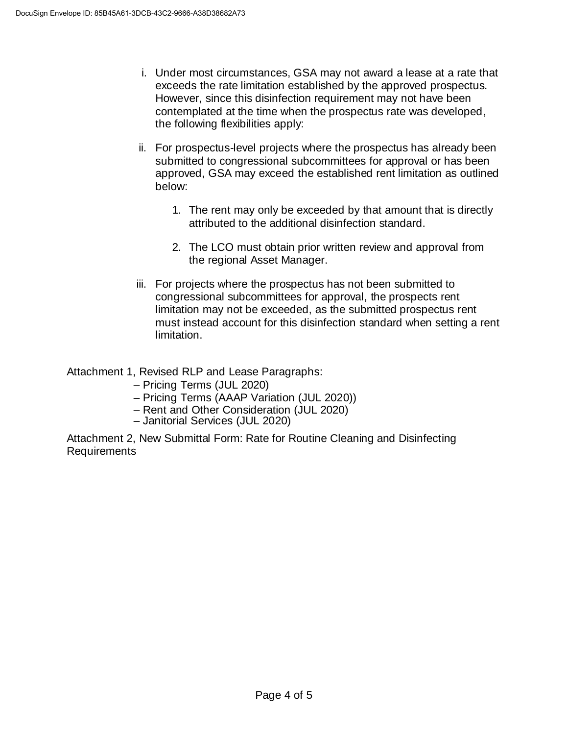i. Under most circumstances, GSA may not award a lease at a rate that exceeds the rate limitation established by the approved prospectus. However, since this disinfection requirement may not have been contemplated at the time when the prospectus rate was developed, the following flexibilities apply:

ii. For prospectus-level projects where the prospectus has already been submitted to congressional subcommittees for approval or has been approved, GSA may exceed the established rent limitation as outlined below:

   1. The rent may only be exceeded by that amount that is directly attributed to the additional disinfection standard.

   2. The LCO must obtain prior written review and approval from the regional Asset Manager.

iii. For projects where the prospectus has not been submitted to congressional subcommittees for approval, the prospects rent limitation may not be exceeded, as the submitted prospectus rent must instead account for this disinfection standard when setting a rent limitation.

Attachment 1, Revised RLP and Lease Paragraphs:

– Pricing Terms (JUL 2020)
– Pricing Terms (AAAP Variation (JUL 2020))
– Rent and Other Consideration (JUL 2020)
– Janitorial Services (JUL 2020)

Attachment 2, New Submittal Form: Rate for Routine Cleaning and Disinfecting Requirements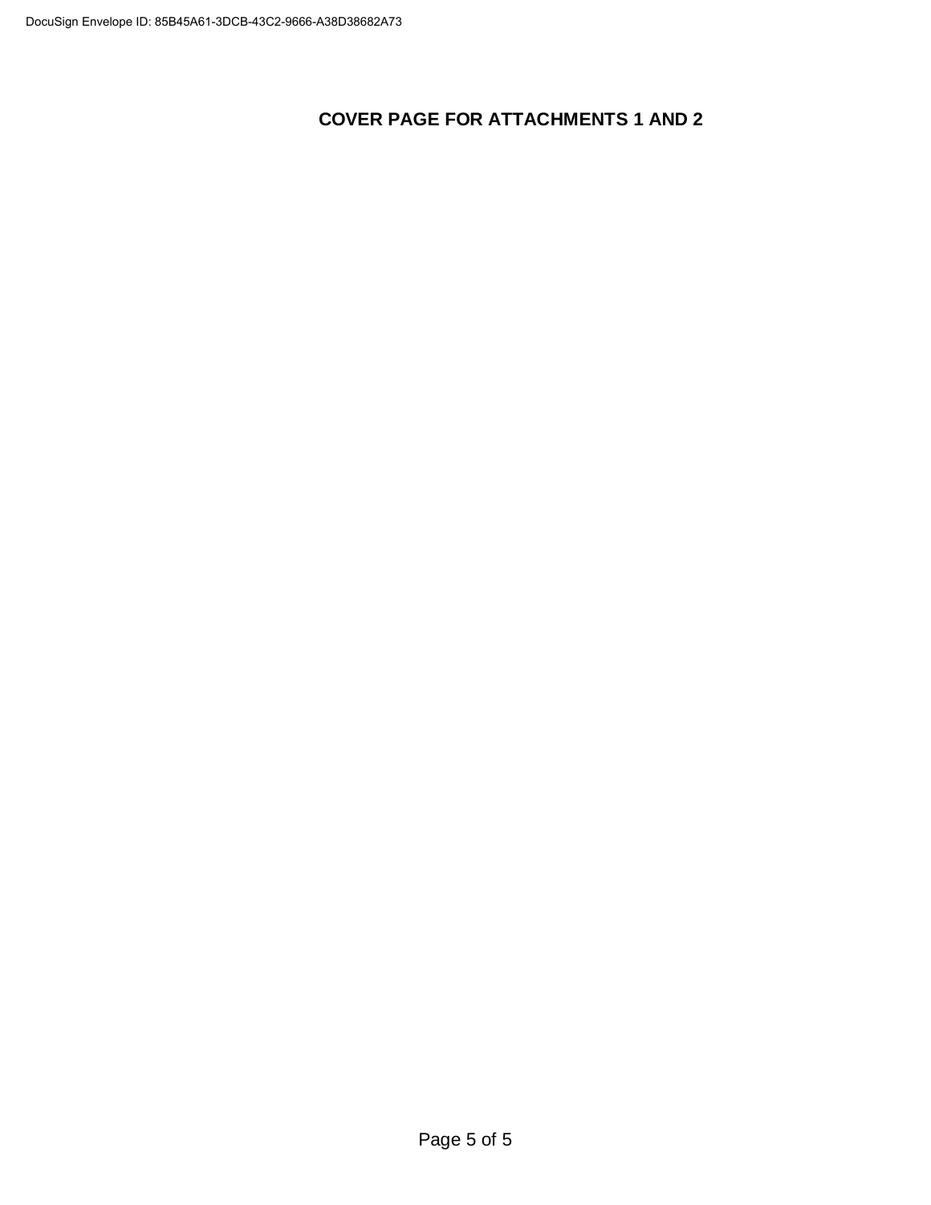# COVER PAGE FOR ATTACHMENTS 1 AND 2